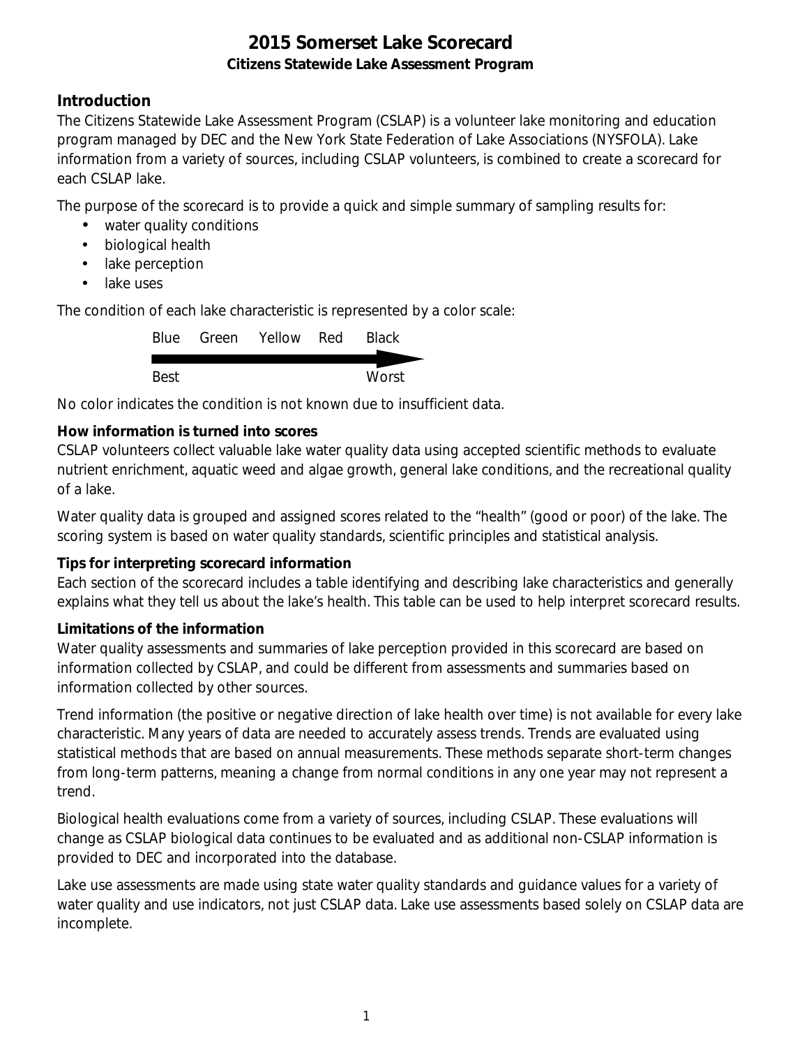# 2015 Somerset Lake Scorecard

**Citizens Statewide Lake Assessment Program**

## Introduction

The Citizens Statewide Lake Assessment Program (CSLAP) is a volunteer lake monitoring and education program managed by DEC and the New York State Federation of Lake Associations (NYSFOLA). Lake information from a variety of sources, including CSLAP volunteers, is combined to create a scorecard for each CSLAP lake.

The purpose of the scorecard is to provide a quick and simple summary of sampling results for:

- water quality conditions
- biological health
- lake perception
- lake uses

The condition of each lake characteristic is represented by a color scale:

Blue Green Yellow Red Black

Best → Worst

No color indicates the condition is not known due to insufficient data.

**How information is turned into scores**

CSLAP volunteers collect valuable lake water quality data using accepted scientific methods to evaluate nutrient enrichment, aquatic weed and algae growth, general lake conditions, and the recreational quality of a lake.

Water quality data is grouped and assigned scores related to the "health" (good or poor) of the lake. The scoring system is based on water quality standards, scientific principles and statistical analysis.

**Tips for interpreting scorecard information**

Each section of the scorecard includes a table identifying and describing lake characteristics and generally explains what they tell us about the lake's health. This table can be used to help interpret scorecard results.

**Limitations of the information**

Water quality assessments and summaries of lake perception provided in this scorecard are based on information collected by CSLAP, and could be different from assessments and summaries based on information collected by other sources.

Trend information (the positive or negative direction of lake health over time) is not available for every lake characteristic. Many years of data are needed to accurately assess trends. Trends are evaluated using statistical methods that are based on annual measurements. These methods separate short-term changes from long-term patterns, meaning a change from normal conditions in any one year may not represent a trend.

Biological health evaluations come from a variety of sources, including CSLAP. These evaluations will change as CSLAP biological data continues to be evaluated and as additional non-CSLAP information is provided to DEC and incorporated into the database.

Lake use assessments are made using state water quality standards and guidance values for a variety of water quality and use indicators, not just CSLAP data. Lake use assessments based solely on CSLAP data are incomplete.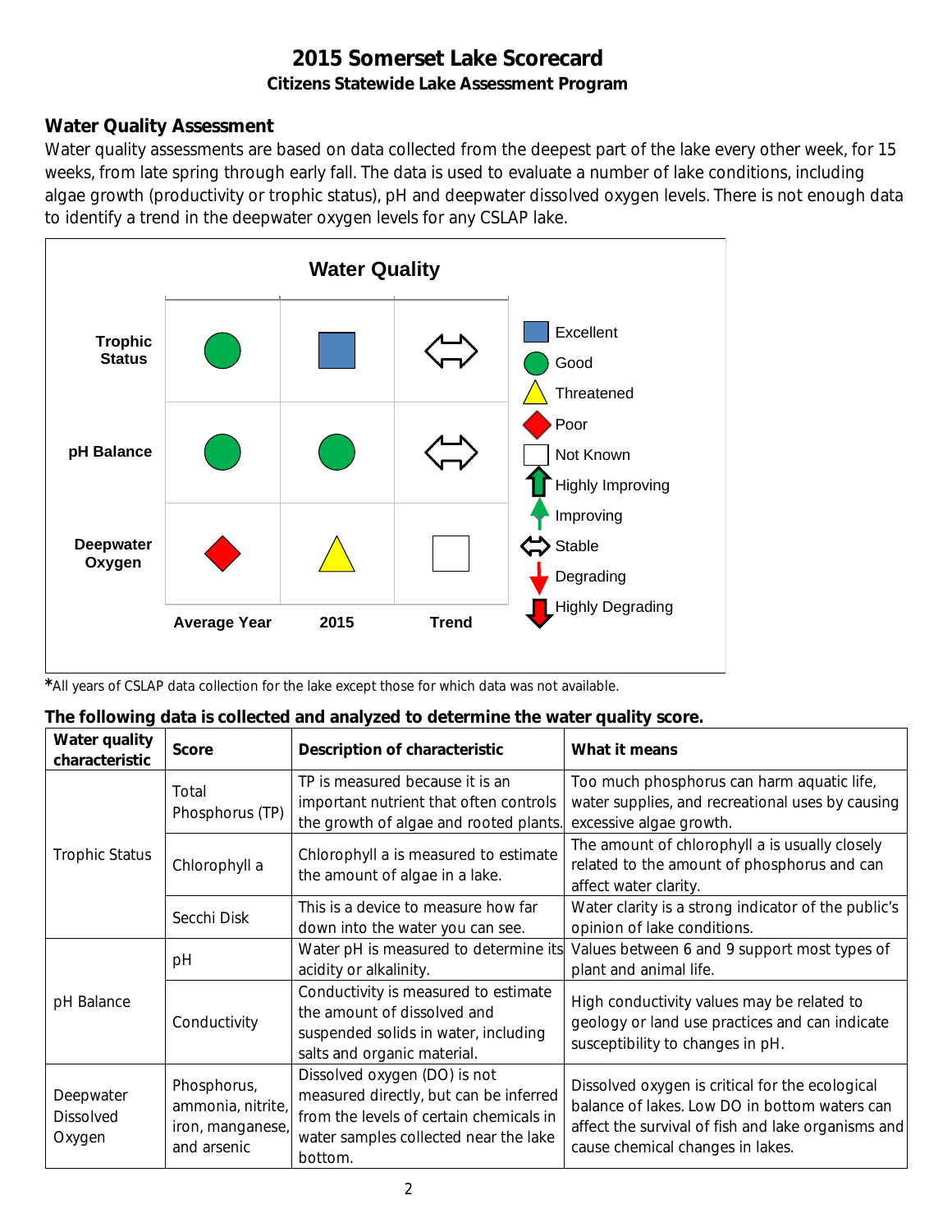# 2015 Somerset Lake Scorecard

### Citizens Statewide Lake Assessment Program

## Water Quality Assessment

Water quality assessments are based on data collected from the deepest part of the lake every other week, for 15 weeks, from late spring through early fall. The data is used to evaluate a number of lake conditions, including algae growth (productivity or trophic status), pH and deepwater dissolved oxygen levels. There is not enough data to identify a trend in the deepwater oxygen levels for any CSLAP lake.

**Water Quality**

| | Average Year | 2015 | Trend |
|---|---|---|---|
| **Trophic Status** | Good | Excellent | Stable |
| **pH Balance** | Good | Good | Stable |
| **Deepwater Oxygen** | Poor | Threatened | Not Known |

Legend: Excellent, Good, Threatened, Poor, Not Known, Highly Improving, Improving, Stable, Degrading, Highly Degrading

*All years of CSLAP data collection for the lake except those for which data was not available.

**The following data is collected and analyzed to determine the water quality score.**

| Water quality characteristic | Score | Description of characteristic | What it means |
|---|---|---|---|
| Trophic Status | Total Phosphorus (TP) | TP is measured because it is an important nutrient that often controls the growth of algae and rooted plants. | Too much phosphorus can harm aquatic life, water supplies, and recreational uses by causing excessive algae growth. |
| | Chlorophyll a | Chlorophyll a is measured to estimate the amount of algae in a lake. | The amount of chlorophyll a is usually closely related to the amount of phosphorus and can affect water clarity. |
| | Secchi Disk | This is a device to measure how far down into the water you can see. | Water clarity is a strong indicator of the public's opinion of lake conditions. |
| pH Balance | pH | Water pH is measured to determine its acidity or alkalinity. | Values between 6 and 9 support most types of plant and animal life. |
| | Conductivity | Conductivity is measured to estimate the amount of dissolved and suspended solids in water, including salts and organic material. | High conductivity values may be related to geology or land use practices and can indicate susceptibility to changes in pH. |
| Deepwater Dissolved Oxygen | Phosphorus, ammonia, nitrite, iron, manganese, and arsenic | Dissolved oxygen (DO) is not measured directly, but can be inferred from the levels of certain chemicals in water samples collected near the lake bottom. | Dissolved oxygen is critical for the ecological balance of lakes. Low DO in bottom waters can affect the survival of fish and lake organisms and cause chemical changes in lakes. |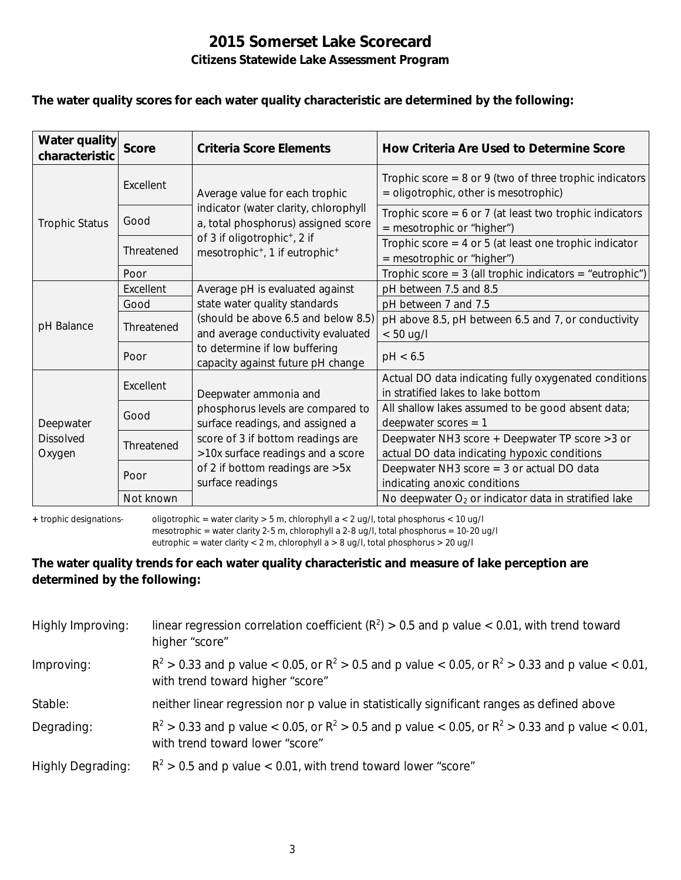# 2015 Somerset Lake Scorecard

## Citizens Statewide Lake Assessment Program

**The water quality scores for each water quality characteristic are determined by the following:**

| Water quality characteristic | Score | Criteria Score Elements | How Criteria Are Used to Determine Score |
|---|---|---|---|
| Trophic Status | Excellent | Average value for each trophic indicator (water clarity, chlorophyll a, total phosphorus) assigned score of 3 if oligotrophic+, 2 if mesotrophic+, 1 if eutrophic+ | Trophic score = 8 or 9 (two of three trophic indicators = oligotrophic, other is mesotrophic) |
| | Good | | Trophic score = 6 or 7 (at least two trophic indicators = mesotrophic or "higher") |
| | Threatened | | Trophic score = 4 or 5 (at least one trophic indicator = mesotrophic or "higher") |
| | Poor | | Trophic score = 3 (all trophic indicators = "eutrophic") |
| pH Balance | Excellent | Average pH is evaluated against state water quality standards (should be above 6.5 and below 8.5) and average conductivity evaluated to determine if low buffering capacity against future pH change | pH between 7.5 and 8.5 |
| | Good | | pH between 7 and 7.5 |
| | Threatened | | pH above 8.5, pH between 6.5 and 7, or conductivity < 50 ug/l |
| | Poor | | pH < 6.5 |
| Deepwater Dissolved Oxygen | Excellent | Deepwater ammonia and phosphorus levels are compared to surface readings, and assigned a score of 3 if bottom readings are >10x surface readings and a score of 2 if bottom readings are >5x surface readings | Actual DO data indicating fully oxygenated conditions in stratified lakes to lake bottom |
| | Good | | All shallow lakes assumed to be good absent data; deepwater scores = 1 |
| | Threatened | | Deepwater $NH_3$ score + Deepwater TP score >3 or actual DO data indicating hypoxic conditions |
| | Poor | | Deepwater $NH_3$ score = 3 or actual DO data indicating anoxic conditions |
| | Not known | | No deepwater $O_2$ or indicator data in stratified lake |

**+** trophic designations- oligotrophic = water clarity > 5 m, chlorophyll a < 2 ug/l, total phosphorus < 10 ug/l
mesotrophic = water clarity 2-5 m, chlorophyll a 2-8 ug/l, total phosphorus = 10-20 ug/l
eutrophic = water clarity < 2 m, chlorophyll a > 8 ug/l, total phosphorus > 20 ug/l

**The water quality trends for each water quality characteristic and measure of lake perception are determined by the following:**

Highly Improving: linear regression correlation coefficient ($R^2$) > 0.5 and p value < 0.01, with trend toward higher "score"

Improving: $R^2 > 0.33$ and p value < 0.05, or $R^2 > 0.5$ and p value < 0.05, or $R^2 > 0.33$ and p value < 0.01, with trend toward higher "score"

Stable: neither linear regression nor p value in statistically significant ranges as defined above

Degrading: $R^2 > 0.33$ and p value < 0.05, or $R^2 > 0.5$ and p value < 0.05, or $R^2 > 0.33$ and p value < 0.01, with trend toward lower "score"

Highly Degrading: $R^2 > 0.5$ and p value < 0.01, with trend toward lower "score"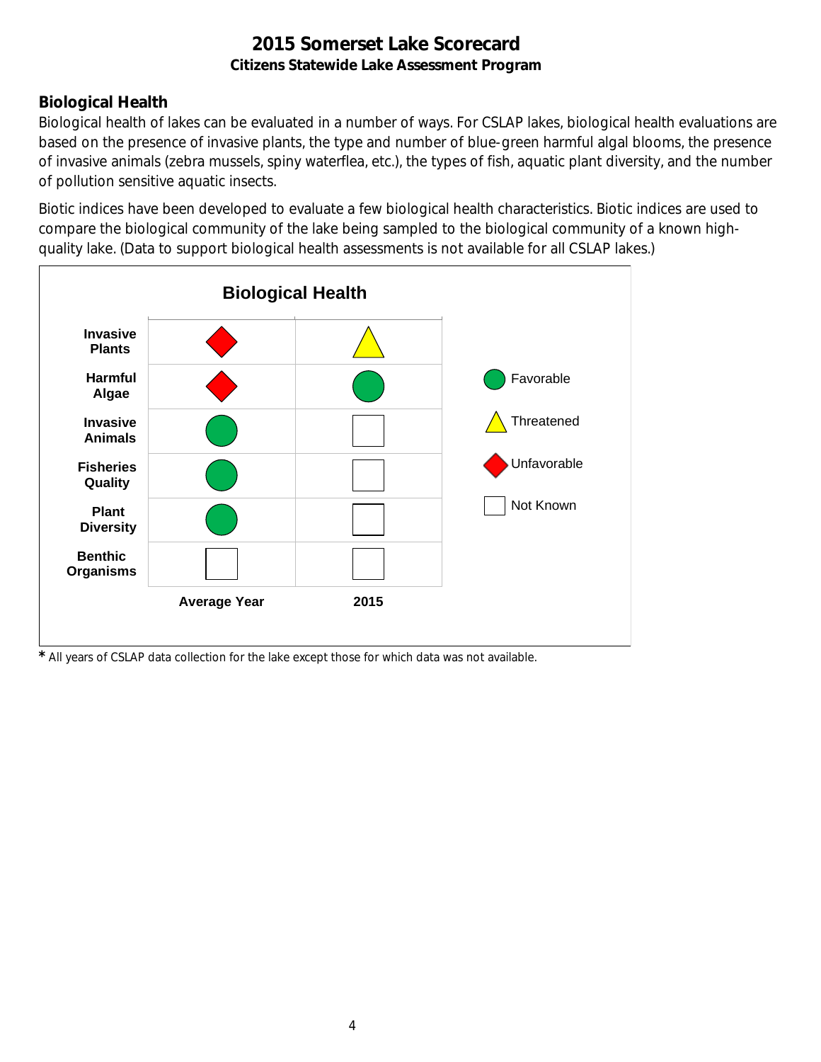# 2015 Somerset Lake Scorecard

**Citizens Statewide Lake Assessment Program**

## Biological Health

Biological health of lakes can be evaluated in a number of ways. For CSLAP lakes, biological health evaluations are based on the presence of invasive plants, the type and number of blue-green harmful algal blooms, the presence of invasive animals (zebra mussels, spiny waterflea, etc.), the types of fish, aquatic plant diversity, and the number of pollution sensitive aquatic insects.

Biotic indices have been developed to evaluate a few biological health characteristics. Biotic indices are used to compare the biological community of the lake being sampled to the biological community of a known high-quality lake. (Data to support biological health assessments is not available for all CSLAP lakes.)

**Biological Health**

| | Average Year | 2015 |
|---|---|---|
| **Invasive Plants** | Unfavorable | Threatened |
| **Harmful Algae** | Unfavorable | Favorable |
| **Invasive Animals** | Favorable | Not Known |
| **Fisheries Quality** | Favorable | Not Known |
| **Plant Diversity** | Favorable | Not Known |
| **Benthic Organisms** | Not Known | Not Known |

Legend: Favorable (green circle); Threatened (yellow triangle); Unfavorable (red diamond); Not Known (empty square)

* All years of CSLAP data collection for the lake except those for which data was not available.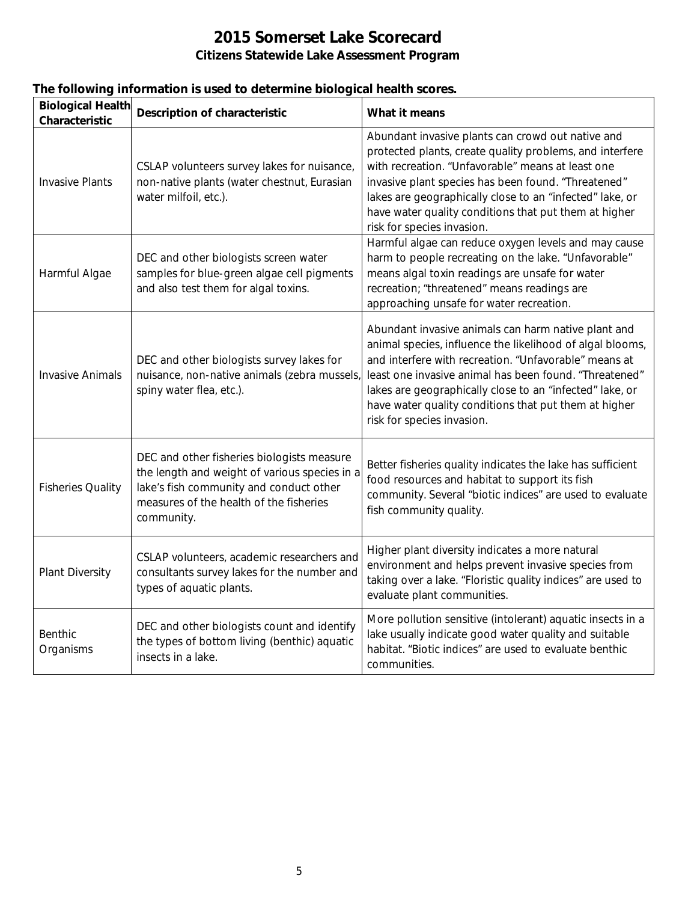# 2015 Somerset Lake Scorecard

## Citizens Statewide Lake Assessment Program

**The following information is used to determine biological health scores.**

| Biological Health Characteristic | Description of characteristic | What it means |
|---|---|---|
| Invasive Plants | CSLAP volunteers survey lakes for nuisance, non-native plants (water chestnut, Eurasian water milfoil, etc.). | Abundant invasive plants can crowd out native and protected plants, create quality problems, and interfere with recreation. “Unfavorable” means at least one invasive plant species has been found. “Threatened” lakes are geographically close to an “infected” lake, or have water quality conditions that put them at higher risk for species invasion. |
| Harmful Algae | DEC and other biologists screen water samples for blue-green algae cell pigments and also test them for algal toxins. | Harmful algae can reduce oxygen levels and may cause harm to people recreating on the lake. “Unfavorable” means algal toxin readings are unsafe for water recreation; “threatened” means readings are approaching unsafe for water recreation. |
| Invasive Animals | DEC and other biologists survey lakes for nuisance, non-native animals (zebra mussels, spiny water flea, etc.). | Abundant invasive animals can harm native plant and animal species, influence the likelihood of algal blooms, and interfere with recreation. “Unfavorable” means at least one invasive animal has been found. “Threatened” lakes are geographically close to an “infected” lake, or have water quality conditions that put them at higher risk for species invasion. |
| Fisheries Quality | DEC and other fisheries biologists measure the length and weight of various species in a lake's fish community and conduct other measures of the health of the fisheries community. | Better fisheries quality indicates the lake has sufficient food resources and habitat to support its fish community. Several “biotic indices” are used to evaluate fish community quality. |
| Plant Diversity | CSLAP volunteers, academic researchers and consultants survey lakes for the number and types of aquatic plants. | Higher plant diversity indicates a more natural environment and helps prevent invasive species from taking over a lake. “Floristic quality indices” are used to evaluate plant communities. |
| Benthic Organisms | DEC and other biologists count and identify the types of bottom living (benthic) aquatic insects in a lake. | More pollution sensitive (intolerant) aquatic insects in a lake usually indicate good water quality and suitable habitat. “Biotic indices” are used to evaluate benthic communities. |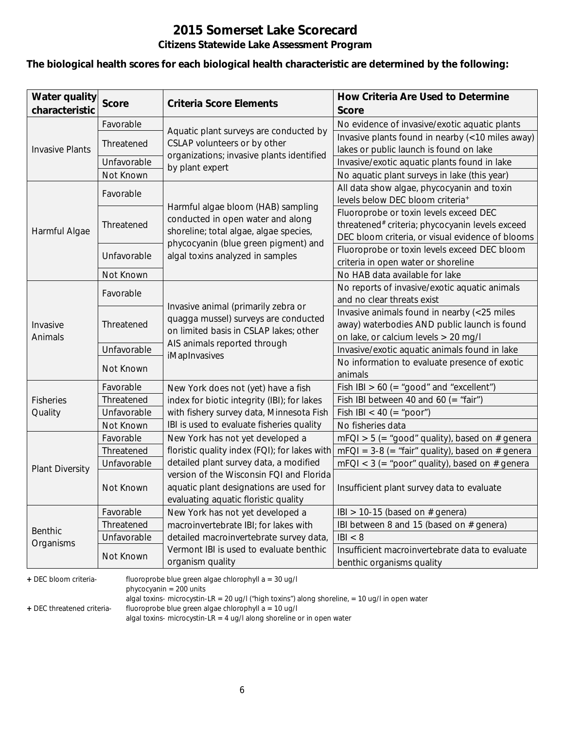# 2015 Somerset Lake Scorecard

## Citizens Statewide Lake Assessment Program

**The biological health scores for each biological health characteristic are determined by the following:**

| Water quality characteristic | Score | Criteria Score Elements | How Criteria Are Used to Determine Score |
|---|---|---|---|
| Invasive Plants | Favorable | Aquatic plant surveys are conducted by CSLAP volunteers or by other organizations; invasive plants identified by plant expert | No evidence of invasive/exotic aquatic plants |
| | Threatened | | Invasive plants found in nearby (<10 miles away) lakes or public launch is found on lake |
| | Unfavorable | | Invasive/exotic aquatic plants found in lake |
| | Not Known | | No aquatic plant surveys in lake (this year) |
| Harmful Algae | Favorable | Harmful algae bloom (HAB) sampling conducted in open water and along shoreline; total algae, algae species, phycocyanin (blue green pigment) and algal toxins analyzed in samples | All data show algae, phycocyanin and toxin levels below DEC bloom criteria+ |
| | Threatened | | Fluoroprobe or toxin levels exceed DEC threatened# criteria; phycocyanin levels exceed DEC bloom criteria, or visual evidence of blooms |
| | Unfavorable | | Fluoroprobe or toxin levels exceed DEC bloom criteria in open water or shoreline |
| | Not Known | | No HAB data available for lake |
| Invasive Animals | Favorable | Invasive animal (primarily zebra or quagga mussel) surveys are conducted on limited basis in CSLAP lakes; other AIS animals reported through iMapInvasives | No reports of invasive/exotic aquatic animals and no clear threats exist |
| | Threatened | | Invasive animals found in nearby (<25 miles away) waterbodies AND public launch is found on lake, or calcium levels > 20 mg/l |
| | Unfavorable | | Invasive/exotic aquatic animals found in lake |
| | Not Known | | No information to evaluate presence of exotic animals |
| Fisheries Quality | Favorable | New York does not (yet) have a fish index for biotic integrity (IBI); for lakes with fishery survey data, Minnesota Fish IBI is used to evaluate fisheries quality | Fish IBI > 60 (= "good" and "excellent") |
| | Threatened | | Fish IBI between 40 and 60 (= "fair") |
| | Unfavorable | | Fish IBI < 40 (= "poor") |
| | Not Known | | No fisheries data |
| Plant Diversity | Favorable | New York has not yet developed a floristic quality index (FQI); for lakes with detailed plant survey data, a modified version of the Wisconsin FQI and Florida aquatic plant designations are used for evaluating aquatic floristic quality | mFQI > 5 (= "good" quality), based on # genera |
| | Threatened | | mFQI = 3-8 (= "fair" quality), based on # genera |
| | Unfavorable | | mFQI < 3 (= "poor" quality), based on # genera |
| | Not Known | | Insufficient plant survey data to evaluate |
| Benthic Organisms | Favorable | New York has not yet developed a macroinvertebrate IBI; for lakes with detailed macroinvertebrate survey data, Vermont IBI is used to evaluate benthic organism quality | IBI > 10-15 (based on # genera) |
| | Threatened | | IBI between 8 and 15 (based on # genera) |
| | Unfavorable | | IBI < 8 |
| | Not Known | | Insufficient macroinvertebrate data to evaluate benthic organisms quality |

**+** DEC bloom criteria- fluoroprobe blue green algae chlorophyll a = 30 ug/l
phycocyanin = 200 units
algal toxins- microcystin-LR = 20 ug/l ("high toxins") along shoreline, = 10 ug/l in open water

**+** DEC threatened criteria- fluoroprobe blue green algae chlorophyll a = 10 ug/l
algal toxins- microcystin-LR = 4 ug/l along shoreline or in open water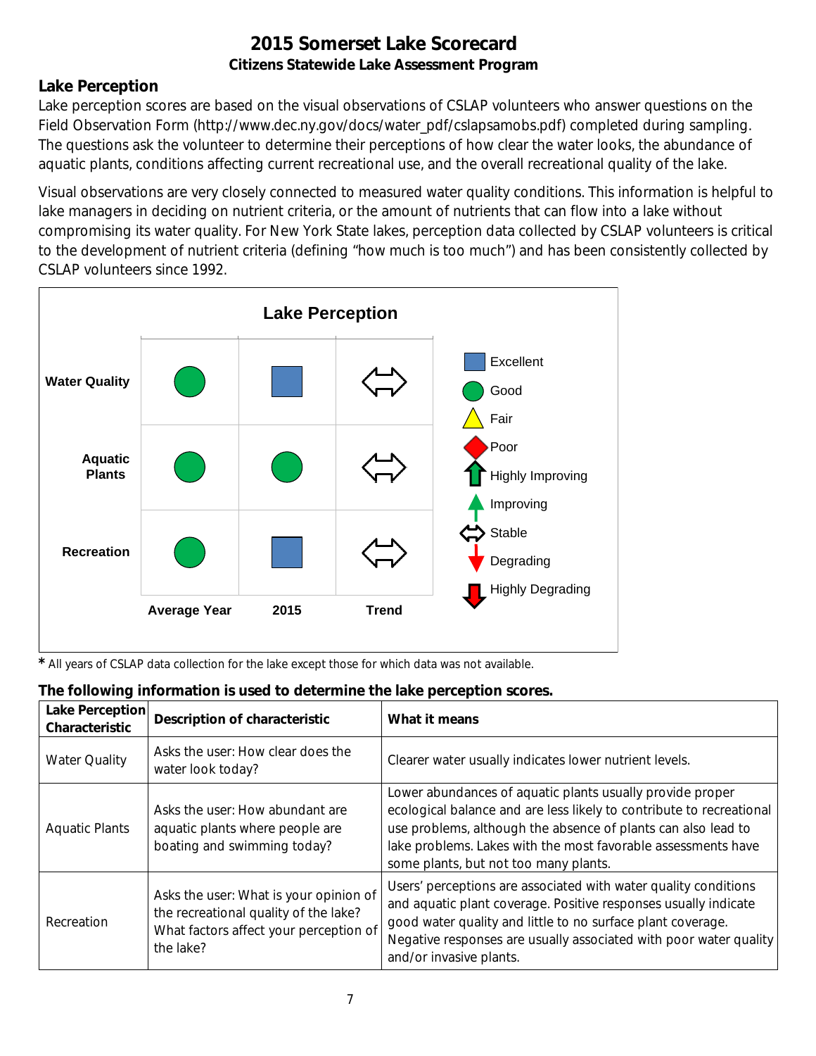# 2015 Somerset Lake Scorecard

### Citizens Statewide Lake Assessment Program

## Lake Perception

Lake perception scores are based on the visual observations of CSLAP volunteers who answer questions on the Field Observation Form (http://www.dec.ny.gov/docs/water_pdf/cslapsamobs.pdf) completed during sampling. The questions ask the volunteer to determine their perceptions of how clear the water looks, the abundance of aquatic plants, conditions affecting current recreational use, and the overall recreational quality of the lake.

Visual observations are very closely connected to measured water quality conditions. This information is helpful to lake managers in deciding on nutrient criteria, or the amount of nutrients that can flow into a lake without compromising its water quality. For New York State lakes, perception data collected by CSLAP volunteers is critical to the development of nutrient criteria (defining "how much is too much") and has been consistently collected by CSLAP volunteers since 1992.

**Lake Perception**

| | Average Year | 2015 | Trend |
|---|---|---|---|
| Water Quality | Good | Excellent | Stable |
| Aquatic Plants | Good | Good | Stable |
| Recreation | Good | Excellent | Stable |

Legend: Excellent, Good, Fair, Poor, Highly Improving, Improving, Stable, Degrading, Highly Degrading

* All years of CSLAP data collection for the lake except those for which data was not available.

**The following information is used to determine the lake perception scores.**

| Lake Perception Characteristic | Description of characteristic | What it means |
|---|---|---|
| Water Quality | Asks the user: How clear does the water look today? | Clearer water usually indicates lower nutrient levels. |
| Aquatic Plants | Asks the user: How abundant are aquatic plants where people are boating and swimming today? | Lower abundances of aquatic plants usually provide proper ecological balance and are less likely to contribute to recreational use problems, although the absence of plants can also lead to lake problems. Lakes with the most favorable assessments have some plants, but not too many plants. |
| Recreation | Asks the user: What is your opinion of the recreational quality of the lake? What factors affect your perception of the lake? | Users' perceptions are associated with water quality conditions and aquatic plant coverage. Positive responses usually indicate good water quality and little to no surface plant coverage. Negative responses are usually associated with poor water quality and/or invasive plants. |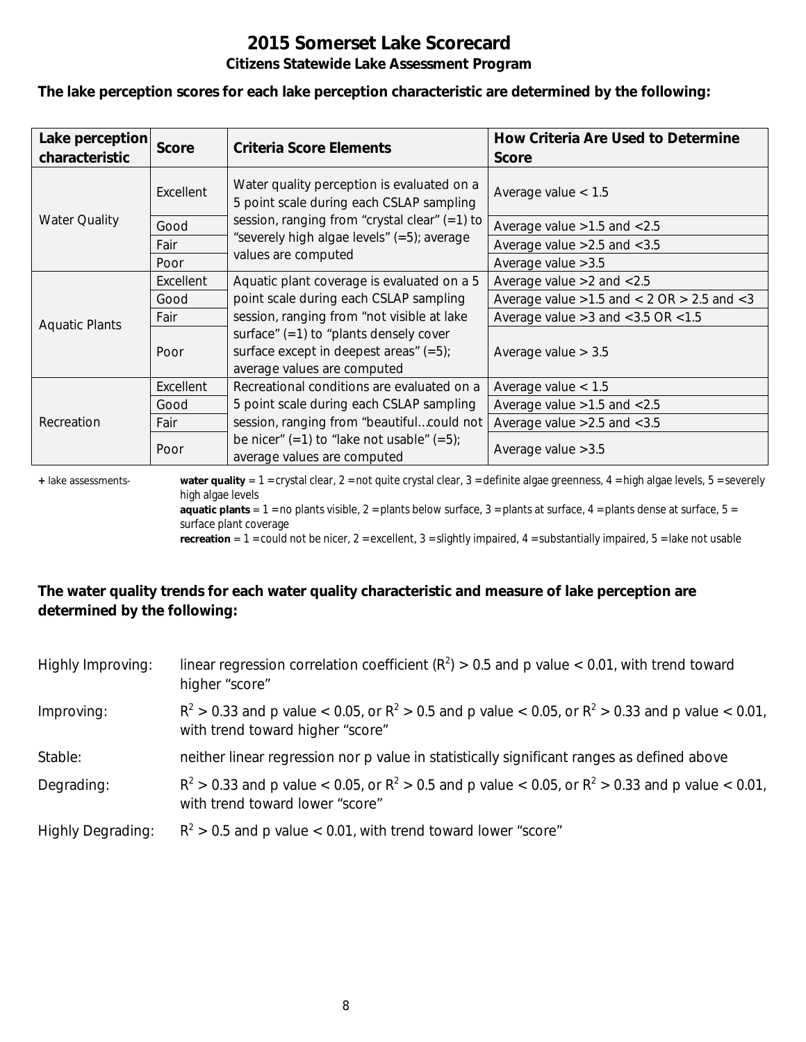# 2015 Somerset Lake Scorecard

## Citizens Statewide Lake Assessment Program

**The lake perception scores for each lake perception characteristic are determined by the following:**

| Lake perception characteristic | Score | Criteria Score Elements | How Criteria Are Used to Determine Score |
|---|---|---|---|
| Water Quality | Excellent | Water quality perception is evaluated on a 5 point scale during each CSLAP sampling session, ranging from "crystal clear" (=1) to "severely high algae levels" (=5); average values are computed | Average value < 1.5 |
| | Good | | Average value >1.5 and <2.5 |
| | Fair | | Average value >2.5 and <3.5 |
| | Poor | | Average value >3.5 |
| Aquatic Plants | Excellent | Aquatic plant coverage is evaluated on a 5 point scale during each CSLAP sampling session, ranging from "not visible at lake surface" (=1) to "plants densely cover surface except in deepest areas" (=5); average values are computed | Average value >2 and <2.5 |
| | Good | | Average value >1.5 and < 2 OR > 2.5 and <3 |
| | Fair | | Average value >3 and <3.5 OR <1.5 |
| | Poor | | Average value > 3.5 |
| Recreation | Excellent | Recreational conditions are evaluated on a 5 point scale during each CSLAP sampling session, ranging from "beautiful…could not be nicer" (=1) to "lake not usable" (=5); average values are computed | Average value < 1.5 |
| | Good | | Average value >1.5 and <2.5 |
| | Fair | | Average value >2.5 and <3.5 |
| | Poor | | Average value >3.5 |

\+ lake assessments- **water quality** = 1 = crystal clear, 2 = not quite crystal clear, 3 = definite algae greenness, 4 = high algae levels, 5 = severely high algae levels
**aquatic plants** = 1 = no plants visible, 2 = plants below surface, 3 = plants at surface, 4 = plants dense at surface, 5 = surface plant coverage
**recreation** = 1 = could not be nicer, 2 = excellent, 3 = slightly impaired, 4 = substantially impaired, 5 = lake not usable

**The water quality trends for each water quality characteristic and measure of lake perception are determined by the following:**

Highly Improving: linear regression correlation coefficient ($R^2$) > 0.5 and p value < 0.01, with trend toward higher "score"

Improving: $R^2$ > 0.33 and p value < 0.05, or $R^2$ > 0.5 and p value < 0.05, or $R^2$ > 0.33 and p value < 0.01, with trend toward higher "score"

Stable: neither linear regression nor p value in statistically significant ranges as defined above

Degrading: $R^2$ > 0.33 and p value < 0.05, or $R^2$ > 0.5 and p value < 0.05, or $R^2$ > 0.33 and p value < 0.01, with trend toward lower "score"

Highly Degrading: $R^2$ > 0.5 and p value < 0.01, with trend toward lower "score"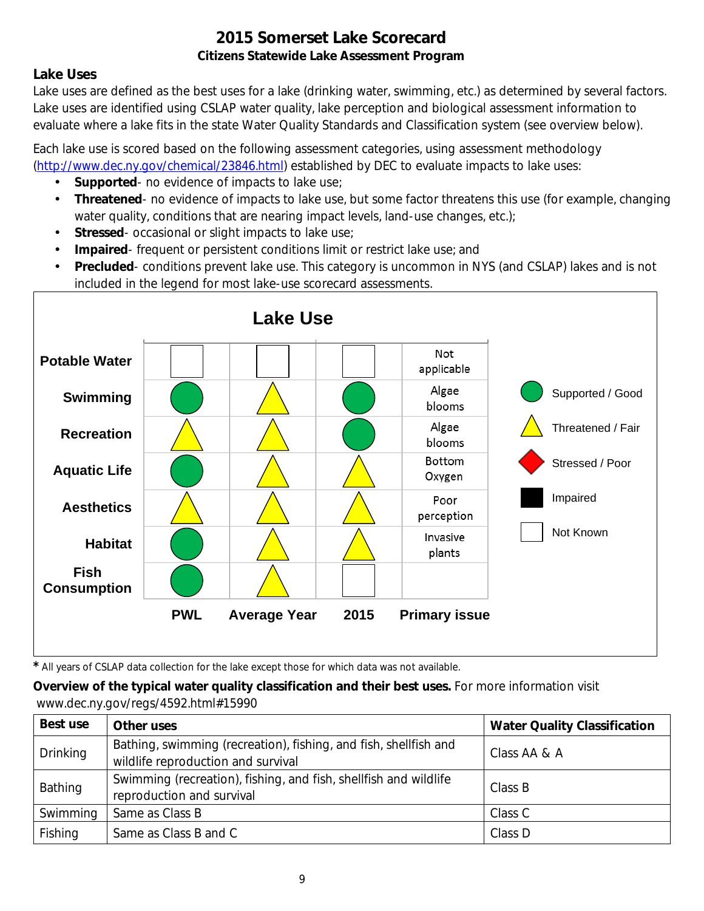# 2015 Somerset Lake Scorecard

### Citizens Statewide Lake Assessment Program

## Lake Uses

Lake uses are defined as the best uses for a lake (drinking water, swimming, etc.) as determined by several factors. Lake uses are identified using CSLAP water quality, lake perception and biological assessment information to evaluate where a lake fits in the state Water Quality Standards and Classification system (see overview below).

Each lake use is scored based on the following assessment categories, using assessment methodology (http://www.dec.ny.gov/chemical/23846.html) established by DEC to evaluate impacts to lake uses:

- **Supported**- no evidence of impacts to lake use;
- **Threatened**- no evidence of impacts to lake use, but some factor threatens this use (for example, changing water quality, conditions that are nearing impact levels, land-use changes, etc.);
- **Stressed**- occasional or slight impacts to lake use;
- **Impaired**- frequent or persistent conditions limit or restrict lake use; and
- **Precluded**- conditions prevent lake use. This category is uncommon in NYS (and CSLAP) lakes and is not included in the legend for most lake-use scorecard assessments.

### Lake Use

| | PWL | Average Year | 2015 | Primary issue |
|---|---|---|---|---|
| Potable Water | Not Known | Not Known | Not Known | Not applicable |
| Swimming | Supported / Good | Threatened / Fair | Supported / Good | Algae blooms |
| Recreation | Threatened / Fair | Threatened / Fair | Supported / Good | Algae blooms |
| Aquatic Life | Supported / Good | Threatened / Fair | Threatened / Fair | Bottom Oxygen |
| Aesthetics | Threatened / Fair | Threatened / Fair | Threatened / Fair | Poor perception |
| Habitat | Supported / Good | Threatened / Fair | Threatened / Fair | Invasive plants |
| Fish Consumption | Supported / Good | Threatened / Fair | Not Known | |

Legend: Supported / Good; Threatened / Fair; Stressed / Poor; Impaired; Not Known

* All years of CSLAP data collection for the lake except those for which data was not available.

**Overview of the typical water quality classification and their best uses.** For more information visit www.dec.ny.gov/regs/4592.html#15990

| Best use | Other uses | Water Quality Classification |
|---|---|---|
| Drinking | Bathing, swimming (recreation), fishing, and fish, shellfish and wildlife reproduction and survival | Class AA & A |
| Bathing | Swimming (recreation), fishing, and fish, shellfish and wildlife reproduction and survival | Class B |
| Swimming | Same as Class B | Class C |
| Fishing | Same as Class B and C | Class D |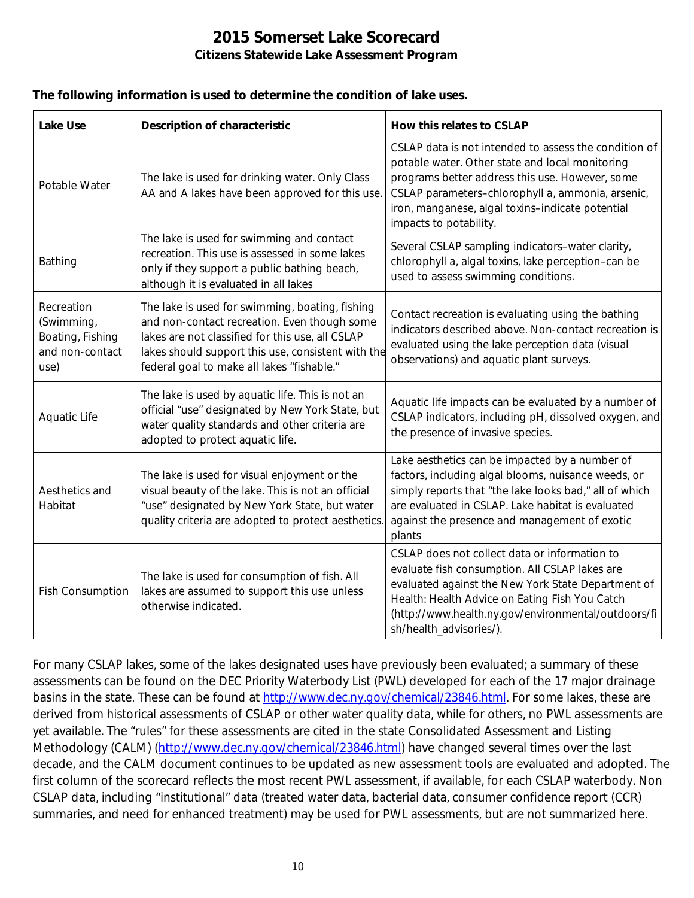# 2015 Somerset Lake Scorecard

## Citizens Statewide Lake Assessment Program

**The following information is used to determine the condition of lake uses.**

| Lake Use | Description of characteristic | How this relates to CSLAP |
|---|---|---|
| Potable Water | The lake is used for drinking water. Only Class AA and A lakes have been approved for this use. | CSLAP data is not intended to assess the condition of potable water. Other state and local monitoring programs better address this use. However, some CSLAP parameters–chlorophyll a, ammonia, arsenic, iron, manganese, algal toxins–indicate potential impacts to potability. |
| Bathing | The lake is used for swimming and contact recreation. This use is assessed in some lakes only if they support a public bathing beach, although it is evaluated in all lakes | Several CSLAP sampling indicators–water clarity, chlorophyll a, algal toxins, lake perception–can be used to assess swimming conditions. |
| Recreation (Swimming, Boating, Fishing and non-contact use) | The lake is used for swimming, boating, fishing and non-contact recreation. Even though some lakes are not classified for this use, all CSLAP lakes should support this use, consistent with the federal goal to make all lakes "fishable." | Contact recreation is evaluating using the bathing indicators described above. Non-contact recreation is evaluated using the lake perception data (visual observations) and aquatic plant surveys. |
| Aquatic Life | The lake is used by aquatic life. This is not an official "use" designated by New York State, but water quality standards and other criteria are adopted to protect aquatic life. | Aquatic life impacts can be evaluated by a number of CSLAP indicators, including pH, dissolved oxygen, and the presence of invasive species. |
| Aesthetics and Habitat | The lake is used for visual enjoyment or the visual beauty of the lake. This is not an official "use" designated by New York State, but water quality criteria are adopted to protect aesthetics. | Lake aesthetics can be impacted by a number of factors, including algal blooms, nuisance weeds, or simply reports that "the lake looks bad," all of which are evaluated in CSLAP. Lake habitat is evaluated against the presence and management of exotic plants |
| Fish Consumption | The lake is used for consumption of fish. All lakes are assumed to support this use unless otherwise indicated. | CSLAP does not collect data or information to evaluate fish consumption. All CSLAP lakes are evaluated against the New York State Department of Health: Health Advice on Eating Fish You Catch (http://www.health.ny.gov/environmental/outdoors/fish/health_advisories/). |

For many CSLAP lakes, some of the lakes designated uses have previously been evaluated; a summary of these assessments can be found on the DEC Priority Waterbody List (PWL) developed for each of the 17 major drainage basins in the state. These can be found at http://www.dec.ny.gov/chemical/23846.html. For some lakes, these are derived from historical assessments of CSLAP or other water quality data, while for others, no PWL assessments are yet available. The "rules" for these assessments are cited in the state Consolidated Assessment and Listing Methodology (CALM) (http://www.dec.ny.gov/chemical/23846.html) have changed several times over the last decade, and the CALM document continues to be updated as new assessment tools are evaluated and adopted. The first column of the scorecard reflects the most recent PWL assessment, if available, for each CSLAP waterbody. Non CSLAP data, including "institutional" data (treated water data, bacterial data, consumer confidence report (CCR) summaries, and need for enhanced treatment) may be used for PWL assessments, but are not summarized here.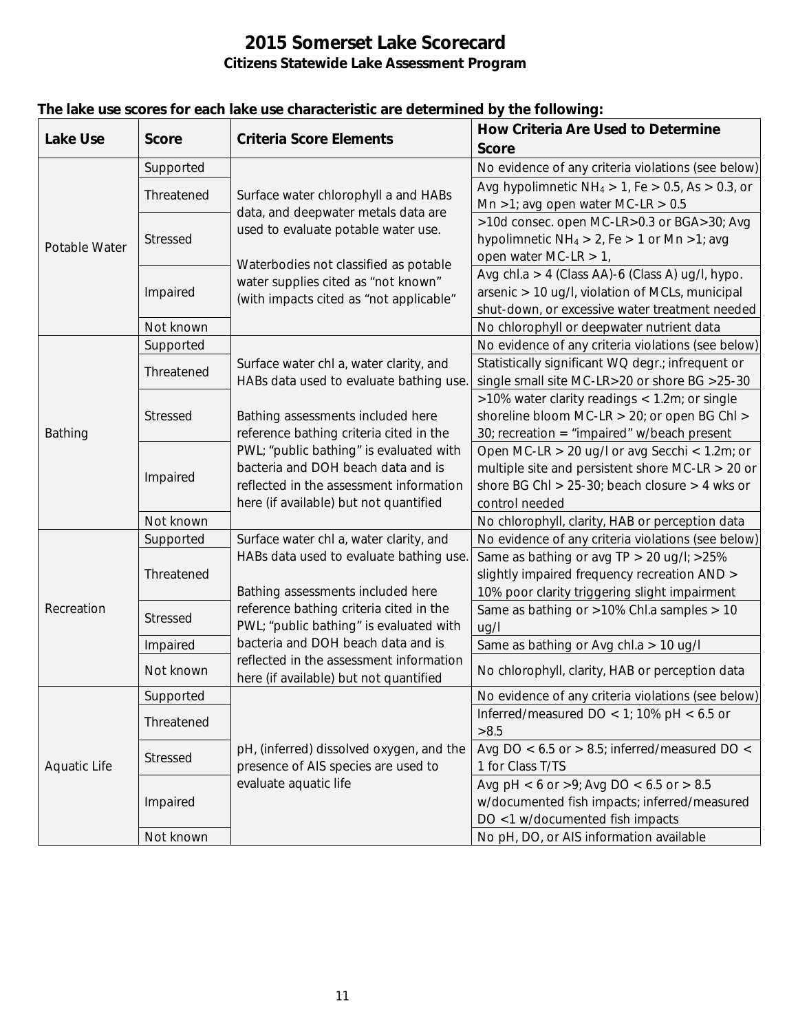# 2015 Somerset Lake Scorecard

### Citizens Statewide Lake Assessment Program

**The lake use scores for each lake use characteristic are determined by the following:**

| Lake Use | Score | Criteria Score Elements | How Criteria Are Used to Determine Score |
|---|---|---|---|
| Potable Water | Supported | Surface water chlorophyll a and HABs data, and deepwater metals data are used to evaluate potable water use. Waterbodies not classified as potable water supplies cited as "not known" (with impacts cited as "not applicable" | No evidence of any criteria violations (see below) |
| | Threatened | | Avg hypolimnetic $NH_4$ > 1, Fe > 0.5, As > 0.3, or Mn >1; avg open water MC-LR > 0.5 |
| | Stressed | | >10d consec. open MC-LR>0.3 or BGA>30; Avg hypolimnetic $NH_4$ > 2, Fe > 1 or Mn >1; avg open water MC-LR > 1, |
| | Impaired | | Avg chl.a > 4 (Class AA)-6 (Class A) ug/l, hypo. arsenic > 10 ug/l, violation of MCLs, municipal shut-down, or excessive water treatment needed |
| | Not known | | No chlorophyll or deepwater nutrient data |
| Bathing | Supported | Surface water chl a, water clarity, and HABs data used to evaluate bathing use. Bathing assessments included here reference bathing criteria cited in the PWL; "public bathing" is evaluated with bacteria and DOH beach data and is reflected in the assessment information here (if available) but not quantified | No evidence of any criteria violations (see below) |
| | Threatened | | Statistically significant WQ degr.; infrequent or single small site MC-LR>20 or shore BG >25-30 |
| | Stressed | | >10% water clarity readings < 1.2m; or single shoreline bloom MC-LR > 20; or open BG Chl > 30; recreation = "impaired" w/beach present |
| | Impaired | | Open MC-LR > 20 ug/l or avg Secchi < 1.2m; or multiple site and persistent shore MC-LR > 20 or shore BG Chl > 25-30; beach closure > 4 wks or control needed |
| | Not known | | No chlorophyll, clarity, HAB or perception data |
| Recreation | Supported | Surface water chl a, water clarity, and HABs data used to evaluate bathing use. Bathing assessments included here reference bathing criteria cited in the PWL; "public bathing" is evaluated with bacteria and DOH beach data and is reflected in the assessment information here (if available) but not quantified | No evidence of any criteria violations (see below) |
| | Threatened | | Same as bathing or avg TP > 20 ug/l; >25% slightly impaired frequency recreation AND > 10% poor clarity triggering slight impairment |
| | Stressed | | Same as bathing or >10% Chl.a samples > 10 ug/l |
| | Impaired | | Same as bathing or Avg chl.a > 10 ug/l |
| | Not known | | No chlorophyll, clarity, HAB or perception data |
| Aquatic Life | Supported | pH, (inferred) dissolved oxygen, and the presence of AIS species are used to evaluate aquatic life | No evidence of any criteria violations (see below) |
| | Threatened | | Inferred/measured DO < 1; 10% pH < 6.5 or >8.5 |
| | Stressed | | Avg DO < 6.5 or > 8.5; inferred/measured DO < 1 for Class T/TS |
| | Impaired | | Avg pH < 6 or >9; Avg DO < 6.5 or > 8.5 w/documented fish impacts; inferred/measured DO <1 w/documented fish impacts |
| | Not known | | No pH, DO, or AIS information available |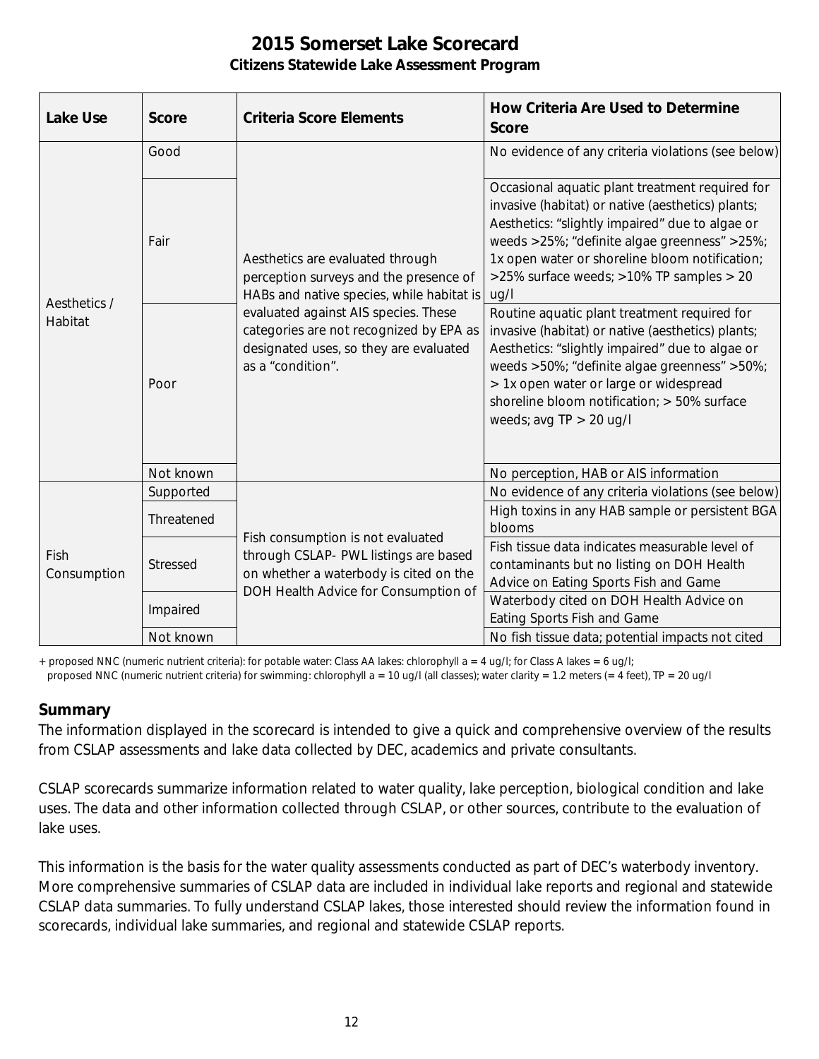# 2015 Somerset Lake Scorecard

**Citizens Statewide Lake Assessment Program**

| Lake Use | Score | Criteria Score Elements | How Criteria Are Used to Determine Score |
|---|---|---|---|
| Aesthetics / Habitat | Good | Aesthetics are evaluated through perception surveys and the presence of HABs and native species, while habitat is evaluated against AIS species. These categories are not recognized by EPA as designated uses, so they are evaluated as a "condition". | No evidence of any criteria violations (see below) |
| | Fair | | Occasional aquatic plant treatment required for invasive (habitat) or native (aesthetics) plants; Aesthetics: "slightly impaired" due to algae or weeds >25%; "definite algae greenness" >25%; 1x open water or shoreline bloom notification; >25% surface weeds; >10% TP samples > 20 ug/l |
| | Poor | | Routine aquatic plant treatment required for invasive (habitat) or native (aesthetics) plants; Aesthetics: "slightly impaired" due to algae or weeds >50%; "definite algae greenness" >50%; > 1x open water or large or widespread shoreline bloom notification; > 50% surface weeds; avg TP > 20 ug/l |
| | Not known | | No perception, HAB or AIS information |
| Fish Consumption | Supported | Fish consumption is not evaluated through CSLAP- PWL listings are based on whether a waterbody is cited on the DOH Health Advice for Consumption of | No evidence of any criteria violations (see below) |
| | Threatened | | High toxins in any HAB sample or persistent BGA blooms |
| | Stressed | | Fish tissue data indicates measurable level of contaminants but no listing on DOH Health Advice on Eating Sports Fish and Game |
| | Impaired | | Waterbody cited on DOH Health Advice on Eating Sports Fish and Game |
| | Not known | | No fish tissue data; potential impacts not cited |

+ proposed NNC (numeric nutrient criteria): for potable water: Class AA lakes: chlorophyll a = 4 ug/l; for Class A lakes = 6 ug/l;
proposed NNC (numeric nutrient criteria) for swimming: chlorophyll a = 10 ug/l (all classes); water clarity = 1.2 meters (= 4 feet), TP = 20 ug/l

## Summary

The information displayed in the scorecard is intended to give a quick and comprehensive overview of the results from CSLAP assessments and lake data collected by DEC, academics and private consultants.

CSLAP scorecards summarize information related to water quality, lake perception, biological condition and lake uses. The data and other information collected through CSLAP, or other sources, contribute to the evaluation of lake uses.

This information is the basis for the water quality assessments conducted as part of DEC's waterbody inventory. More comprehensive summaries of CSLAP data are included in individual lake reports and regional and statewide CSLAP data summaries. To fully understand CSLAP lakes, those interested should review the information found in scorecards, individual lake summaries, and regional and statewide CSLAP reports.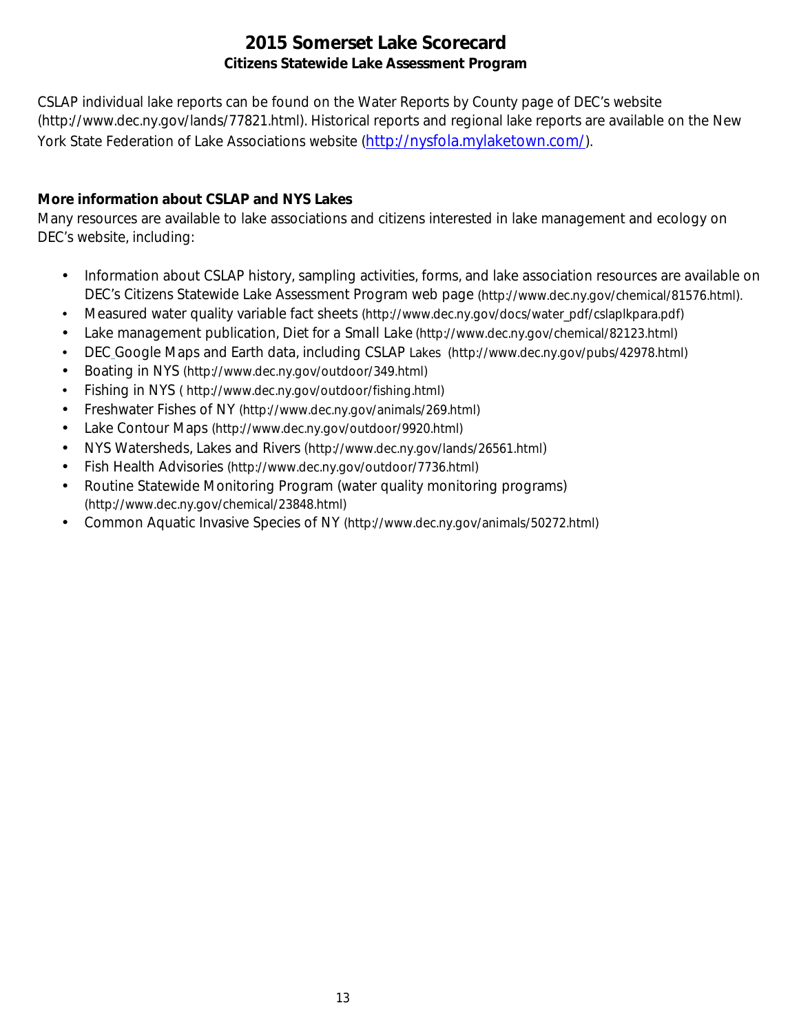# 2015 Somerset Lake Scorecard

## Citizens Statewide Lake Assessment Program

CSLAP individual lake reports can be found on the Water Reports by County page of DEC's website (http://www.dec.ny.gov/lands/77821.html). Historical reports and regional lake reports are available on the New York State Federation of Lake Associations website (http://nysfola.mylaketown.com/).

**More information about CSLAP and NYS Lakes**

Many resources are available to lake associations and citizens interested in lake management and ecology on DEC's website, including:

- Information about CSLAP history, sampling activities, forms, and lake association resources are available on DEC's Citizens Statewide Lake Assessment Program web page (http://www.dec.ny.gov/chemical/81576.html).
- Measured water quality variable fact sheets (http://www.dec.ny.gov/docs/water_pdf/cslaplkpara.pdf)
- Lake management publication, Diet for a Small Lake (http://www.dec.ny.gov/chemical/82123.html)
- DEC Google Maps and Earth data, including CSLAP Lakes (http://www.dec.ny.gov/pubs/42978.html)
- Boating in NYS (http://www.dec.ny.gov/outdoor/349.html)
- Fishing in NYS ( http://www.dec.ny.gov/outdoor/fishing.html)
- Freshwater Fishes of NY (http://www.dec.ny.gov/animals/269.html)
- Lake Contour Maps (http://www.dec.ny.gov/outdoor/9920.html)
- NYS Watersheds, Lakes and Rivers (http://www.dec.ny.gov/lands/26561.html)
- Fish Health Advisories (http://www.dec.ny.gov/outdoor/7736.html)
- Routine Statewide Monitoring Program (water quality monitoring programs) (http://www.dec.ny.gov/chemical/23848.html)
- Common Aquatic Invasive Species of NY (http://www.dec.ny.gov/animals/50272.html)